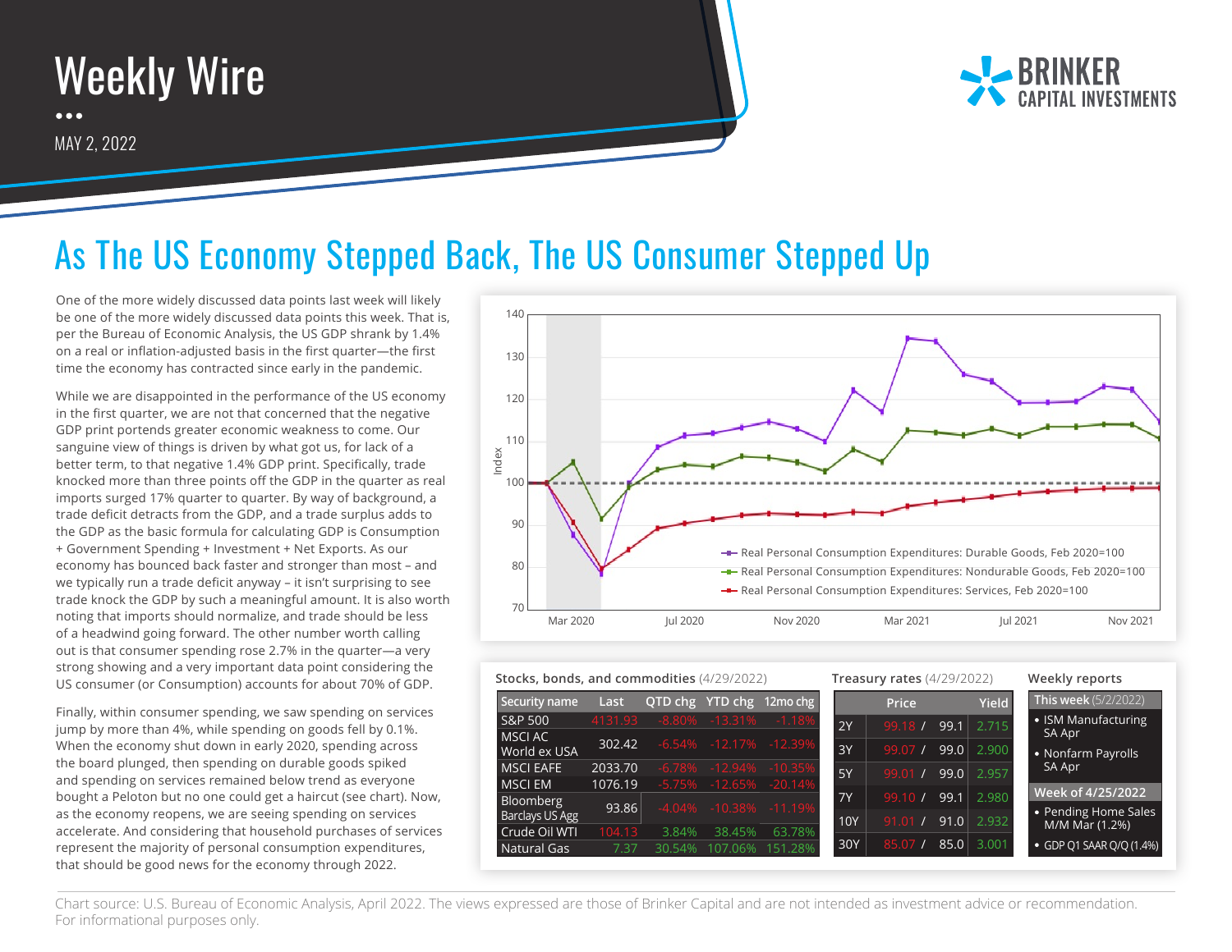# Weekly Wire

MAY 2, 2022

## As The US Economy Stepped Back, The US Consumer Stepped Up

One of the more widely discussed data points last week will likely be one of the more widely discussed data points this week. That is, per the Bureau of Economic Analysis, the US GDP shrank by 1.4% on a real or inflation-adjusted basis in the first quarter—the first time the economy has contracted since early in the pandemic.

While we are disappointed in the performance of the US economy in the first quarter, we are not that concerned that the negative GDP print portends greater economic weakness to come. Our sanguine view of things is driven by what got us, for lack of a better term, to that negative 1.4% GDP print. Specifically, trade knocked more than three points off the GDP in the quarter as real imports surged 17% quarter to quarter. By way of background, a trade deficit detracts from the GDP, and a trade surplus adds to the GDP as the basic formula for calculating GDP is Consumption + Government Spending + Investment + Net Exports. As our economy has bounced back faster and stronger than most – and we typically run a trade deficit anyway – it isn't surprising to see trade knock the GDP by such a meaningful amount. It is also worth noting that imports should normalize, and trade should be less of a headwind going forward. The other number worth calling out is that consumer spending rose 2.7% in the quarter—a very strong showing and a very important data point considering the US consumer (or Consumption) accounts for about 70% of GDP.

Finally, within consumer spending, we saw spending on services jump by more than 4%, while spending on goods fell by 0.1%. When the economy shut down in early 2020, spending across the board plunged, then spending on durable goods spiked and spending on services remained below trend as everyone bought a Peloton but no one could get a haircut (see chart). Now, as the economy reopens, we are seeing spending on services accelerate. And considering that household purchases of services represent the majority of personal consumption expenditures, that should be good news for the economy through 2022.

**Stocks, bonds, and commodities** (4/29/2022)

| Security name | Last | QTD chg | YTD chg | 12mo chg |
|---|---|---|---|---|
| S&P 500 | 4131.93 | -8.80% | -13.31% | -1.18% |
| MSCI AC World ex USA | 302.42 | -6.54% | -12.17% | -12.39% |
| MSCI EAFE | 2033.70 | -6.78% | -12.94% | -10.35% |
| MSCI EM | 1076.19 | -5.75% | -12.65% | -20.14% |
| Bloomberg Barclays US Agg | 93.86 | -4.04% | -10.38% | -11.19% |
| Crude Oil WTI | 104.13 | 3.84% | 38.45% | 63.78% |
| Natural Gas | 7.37 | 30.54% | 107.06% | 151.28% |

**Treasury rates** (4/29/2022)

| | Price | | Yield |
|---|---|---|---|
| 2Y | 99.18 / | 99.1 | 2.715 |
| 3Y | 99.07 / | 99.0 | 2.900 |
| 5Y | 99.01 / | 99.0 | 2.957 |
| 7Y | 99.10 / | 99.1 | 2.980 |
| 10Y | 91.01 / | 91.0 | 2.932 |
| 30Y | 85.07 / | 85.0 | 3.001 |

**Weekly reports**

**This week** (5/2/2022)
- ISM Manufacturing SA Apr
- Nonfarm Payrolls SA Apr

**Week of 4/25/2022**
- Pending Home Sales M/M Mar (1.2%)
- GDP Q1 SAAR Q/Q (1.4%)

Chart source: U.S. Bureau of Economic Analysis, April 2022. The views expressed are those of Brinker Capital and are not intended as investment advice or recommendation. For informational purposes only.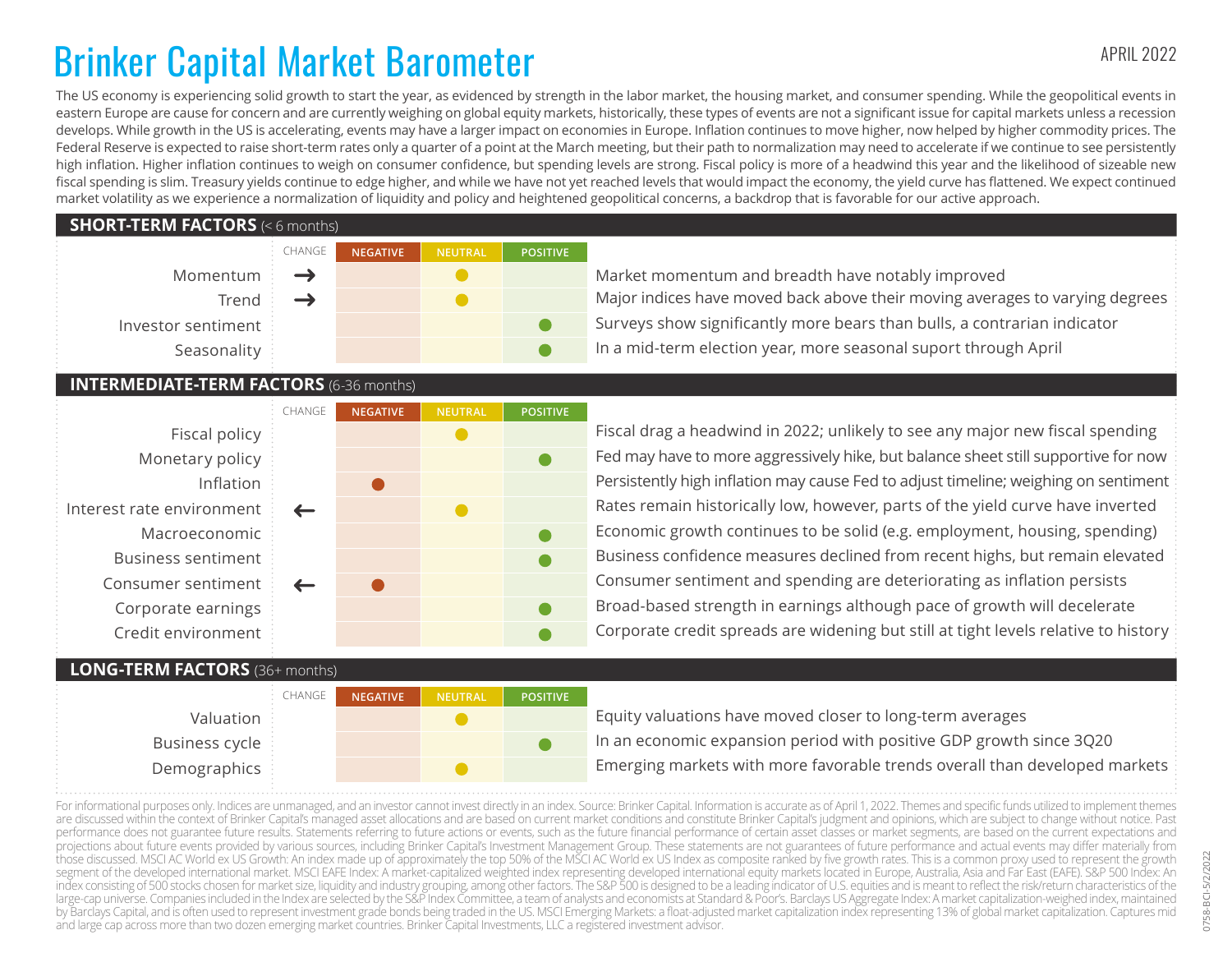# Brinker Capital Market Barometer

APRIL 2022

The US economy is experiencing solid growth to start the year, as evidenced by strength in the labor market, the housing market, and consumer spending. While the geopolitical events in eastern Europe are cause for concern and are currently weighing on global equity markets, historically, these types of events are not a significant issue for capital markets unless a recession develops. While growth in the US is accelerating, events may have a larger impact on economies in Europe. Inflation continues to move higher, now helped by higher commodity prices. The Federal Reserve is expected to raise short-term rates only a quarter of a point at the March meeting, but their path to normalization may need to accelerate if we continue to see persistently high inflation. Higher inflation continues to weigh on consumer confidence, but spending levels are strong. Fiscal policy is more of a headwind this year and the likelihood of sizeable new fiscal spending is slim. Treasury yields continue to edge higher, and while we have not yet reached levels that would impact the economy, the yield curve has flattened. We expect continued market volatility as we experience a normalization of liquidity and policy and heightened geopolitical concerns, a backdrop that is favorable for our active approach.

## SHORT-TERM FACTORS (< 6 months)

| | CHANGE | NEGATIVE | NEUTRAL | POSITIVE | |
|---|---|---|---|---|---|
| Momentum | → | | ● | | Market momentum and breadth have notably improved |
| Trend | → | | ● | | Major indices have moved back above their moving averages to varying degrees |
| Investor sentiment | | | | ● | Surveys show significantly more bears than bulls, a contrarian indicator |
| Seasonality | | | | ● | In a mid-term election year, more seasonal suport through April |

## INTERMEDIATE-TERM FACTORS (6-36 months)

| | CHANGE | NEGATIVE | NEUTRAL | POSITIVE | |
|---|---|---|---|---|---|
| Fiscal policy | | | ● | | Fiscal drag a headwind in 2022; unlikely to see any major new fiscal spending |
| Monetary policy | | | | ● | Fed may have to more aggressively hike, but balance sheet still supportive for now |
| Inflation | | ● | | | Persistently high inflation may cause Fed to adjust timeline; weighing on sentiment |
| Interest rate environment | ← | | ● | | Rates remain historically low, however, parts of the yield curve have inverted |
| Macroeconomic | | | | ● | Economic growth continues to be solid (e.g. employment, housing, spending) |
| Business sentiment | | | | ● | Business confidence measures declined from recent highs, but remain elevated |
| Consumer sentiment | ← | ● | | | Consumer sentiment and spending are deteriorating as inflation persists |
| Corporate earnings | | | | ● | Broad-based strength in earnings although pace of growth will decelerate |
| Credit environment | | | | ● | Corporate credit spreads are widening but still at tight levels relative to history |

## LONG-TERM FACTORS (36+ months)

| | CHANGE | NEGATIVE | NEUTRAL | POSITIVE | |
|---|---|---|---|---|---|
| Valuation | | | ● | | Equity valuations have moved closer to long-term averages |
| Business cycle | | | | ● | In an economic expansion period with positive GDP growth since 3Q20 |
| Demographics | | | ● | | Emerging markets with more favorable trends overall than developed markets |

For informational purposes only. Indices are unmanaged, and an investor cannot invest directly in an index. Source: Brinker Capital. Information is accurate as of April 1, 2022. Themes and specific funds utilized to implement themes are discussed within the context of Brinker Capital's managed asset allocations and are based on current market conditions and constitute Brinker Capital's judgment and opinions, which are subject to change without notice. Past performance does not guarantee future results. Statements referring to future actions or events, such as the future financial performance of certain asset classes or market segments, are based on the current expectations and projections about future events provided by various sources, including Brinker Capital's Investment Management Group. These statements are not guarantees of future performance and actual events may differ materially from those discussed. MSCI AC World ex US Growth: An index made up of approximately the top 50% of the MSCI AC World ex US Index as composite ranked by five growth rates. This is a common proxy used to represent the growth segment of the developed international market. MSCI EAFE Index: A market-capitalized weighted index representing developed international equity markets located in Europe, Australia, Asia and Far East (EAFE). S&P 500 Index: An index consisting of 500 stocks chosen for market size, liquidity and industry grouping, among other factors. The S&P 500 is designed to be a leading indicator of U.S. equities and is meant to reflect the risk/return characteristics of the large-cap universe. Companies included in the Index are selected by the S&P Index Committee, a team of analysts and economists at Standard & Poor's. Barclays US Aggregate Index: A market capitalization-weighed index, maintained by Barclays Capital, and is often used to represent investment grade bonds being traded in the US. MSCI Emerging Markets: a float-adjusted market capitalization index representing 13% of global market capitalization. Captures mid and large cap across more than two dozen emerging market countries. Brinker Capital Investments, LLC a registered investment advisor.

0758-BCI-5/2/2022